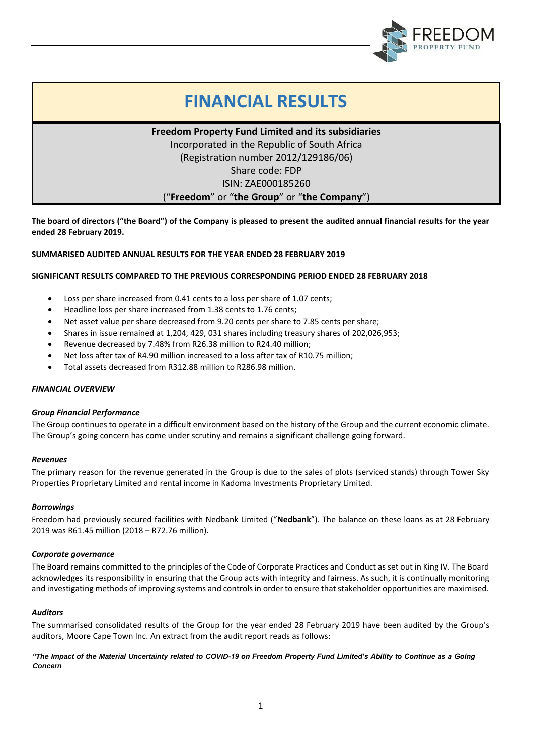# FINANCIAL RESULTS

**Freedom Property Fund Limited and its subsidiaries**
Incorporated in the Republic of South Africa
(Registration number 2012/129186/06)
Share code: FDP
ISIN: ZAE000185260
("**Freedom**" or "**the Group**" or "**the Company**")

**The board of directors ("the Board") of the Company is pleased to present the audited annual financial results for the year ended 28 February 2019.**

**SUMMARISED AUDITED ANNUAL RESULTS FOR THE YEAR ENDED 28 FEBRUARY 2019**

**SIGNIFICANT RESULTS COMPARED TO THE PREVIOUS CORRESPONDING PERIOD ENDED 28 FEBRUARY 2018**

- Loss per share increased from 0.41 cents to a loss per share of 1.07 cents;
- Headline loss per share increased from 1.38 cents to 1.76 cents;
- Net asset value per share decreased from 9.20 cents per share to 7.85 cents per share;
- Shares in issue remained at 1,204, 429, 031 shares including treasury shares of 202,026,953;
- Revenue decreased by 7.48% from R26.38 million to R24.40 million;
- Net loss after tax of R4.90 million increased to a loss after tax of R10.75 million;
- Total assets decreased from R312.88 million to R286.98 million.

***FINANCIAL OVERVIEW***

***Group Financial Performance***

The Group continues to operate in a difficult environment based on the history of the Group and the current economic climate. The Group's going concern has come under scrutiny and remains a significant challenge going forward.

***Revenues***

The primary reason for the revenue generated in the Group is due to the sales of plots (serviced stands) through Tower Sky Properties Proprietary Limited and rental income in Kadoma Investments Proprietary Limited.

***Borrowings***

Freedom had previously secured facilities with Nedbank Limited ("**Nedbank**"). The balance on these loans as at 28 February 2019 was R61.45 million (2018 – R72.76 million).

***Corporate governance***

The Board remains committed to the principles of the Code of Corporate Practices and Conduct as set out in King IV. The Board acknowledges its responsibility in ensuring that the Group acts with integrity and fairness. As such, it is continually monitoring and investigating methods of improving systems and controls in order to ensure that stakeholder opportunities are maximised.

***Auditors***

The summarised consolidated results of the Group for the year ended 28 February 2019 have been audited by the Group's auditors, Moore Cape Town Inc. An extract from the audit report reads as follows:

***"The Impact of the Material Uncertainty related to COVID-19 on Freedom Property Fund Limited's Ability to Continue as a Going Concern***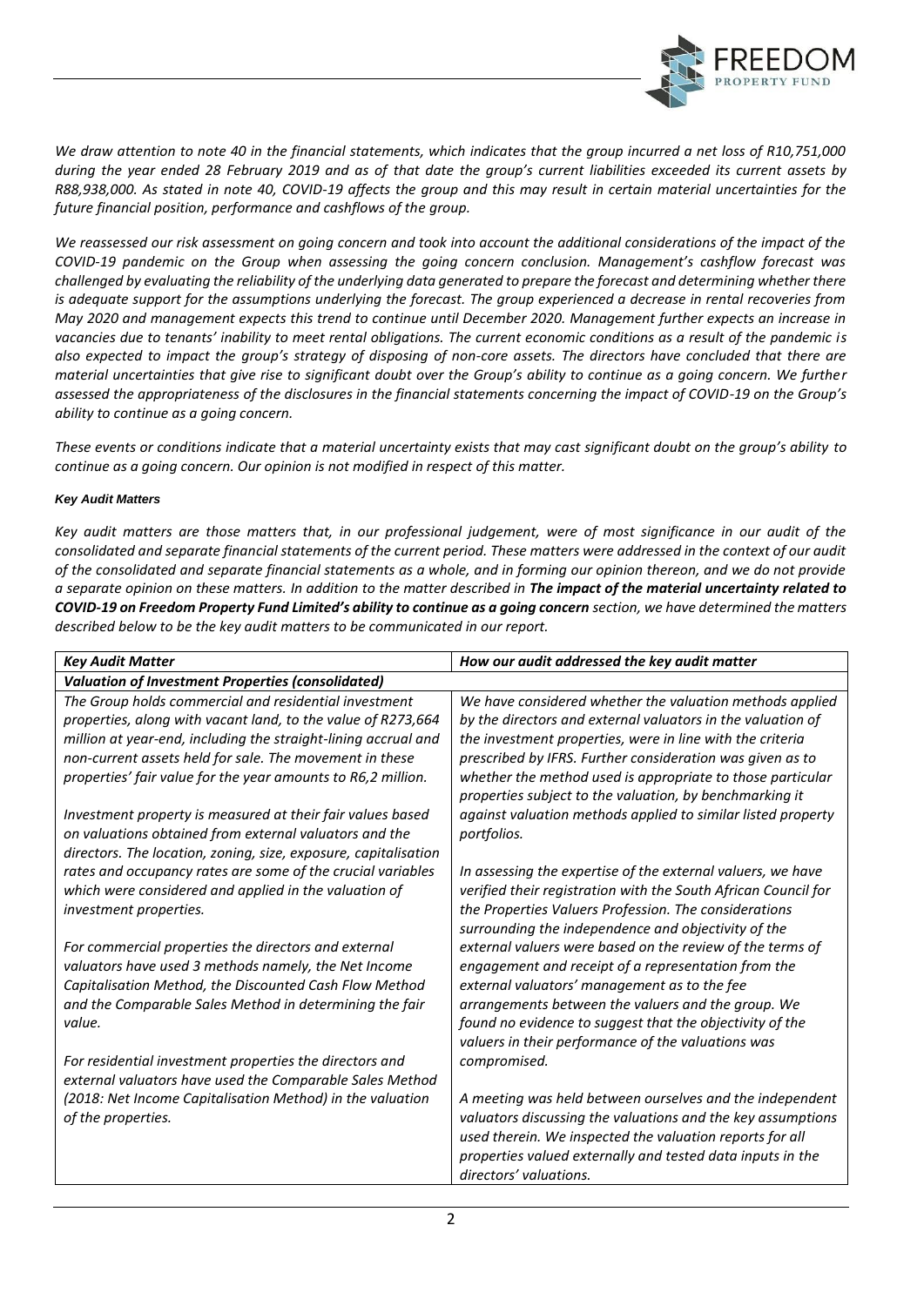*We draw attention to note 40 in the financial statements, which indicates that the group incurred a net loss of R10,751,000 during the year ended 28 February 2019 and as of that date the group's current liabilities exceeded its current assets by R88,938,000. As stated in note 40, COVID-19 affects the group and this may result in certain material uncertainties for the future financial position, performance and cashflows of the group.*

*We reassessed our risk assessment on going concern and took into account the additional considerations of the impact of the COVID-19 pandemic on the Group when assessing the going concern conclusion. Management's cashflow forecast was challenged by evaluating the reliability of the underlying data generated to prepare the forecast and determining whether there is adequate support for the assumptions underlying the forecast. The group experienced a decrease in rental recoveries from May 2020 and management expects this trend to continue until December 2020. Management further expects an increase in vacancies due to tenants' inability to meet rental obligations. The current economic conditions as a result of the pandemic is also expected to impact the group's strategy of disposing of non-core assets. The directors have concluded that there are material uncertainties that give rise to significant doubt over the Group's ability to continue as a going concern. We further assessed the appropriateness of the disclosures in the financial statements concerning the impact of COVID-19 on the Group's ability to continue as a going concern.*

*These events or conditions indicate that a material uncertainty exists that may cast significant doubt on the group's ability to continue as a going concern. Our opinion is not modified in respect of this matter.*

#### *Key Audit Matters*

*Key audit matters are those matters that, in our professional judgement, were of most significance in our audit of the consolidated and separate financial statements of the current period. These matters were addressed in the context of our audit of the consolidated and separate financial statements as a whole, and in forming our opinion thereon, and we do not provide a separate opinion on these matters. In addition to the matter described in **The impact of the material uncertainty related to COVID-19 on Freedom Property Fund Limited's ability to continue as a going concern** section, we have determined the matters described below to be the key audit matters to be communicated in our report.*

| *Key Audit Matter* | *How our audit addressed the key audit matter* |
|---|---|
| ***Valuation of Investment Properties (consolidated)*** | |
| *The Group holds commercial and residential investment properties, along with vacant land, to the value of R273,664 million at year-end, including the straight-lining accrual and non-current assets held for sale. The movement in these properties' fair value for the year amounts to R6,2 million.*<br><br>*Investment property is measured at their fair values based on valuations obtained from external valuators and the directors. The location, zoning, size, exposure, capitalisation rates and occupancy rates are some of the crucial variables which were considered and applied in the valuation of investment properties.*<br><br>*For commercial properties the directors and external valuators have used 3 methods namely, the Net Income Capitalisation Method, the Discounted Cash Flow Method and the Comparable Sales Method in determining the fair value.*<br><br>*For residential investment properties the directors and external valuators have used the Comparable Sales Method (2018: Net Income Capitalisation Method) in the valuation of the properties.* | *We have considered whether the valuation methods applied by the directors and external valuators in the valuation of the investment properties, were in line with the criteria prescribed by IFRS. Further consideration was given as to whether the method used is appropriate to those particular properties subject to the valuation, by benchmarking it against valuation methods applied to similar listed property portfolios.*<br><br>*In assessing the expertise of the external valuers, we have verified their registration with the South African Council for the Properties Valuers Profession. The considerations surrounding the independence and objectivity of the external valuers were based on the review of the terms of engagement and receipt of a representation from the external valuators' management as to the fee arrangements between the valuers and the group. We found no evidence to suggest that the objectivity of the valuers in their performance of the valuations was compromised.*<br><br>*A meeting was held between ourselves and the independent valuators discussing the valuations and the key assumptions used therein. We inspected the valuation reports for all properties valued externally and tested data inputs in the directors' valuations.* |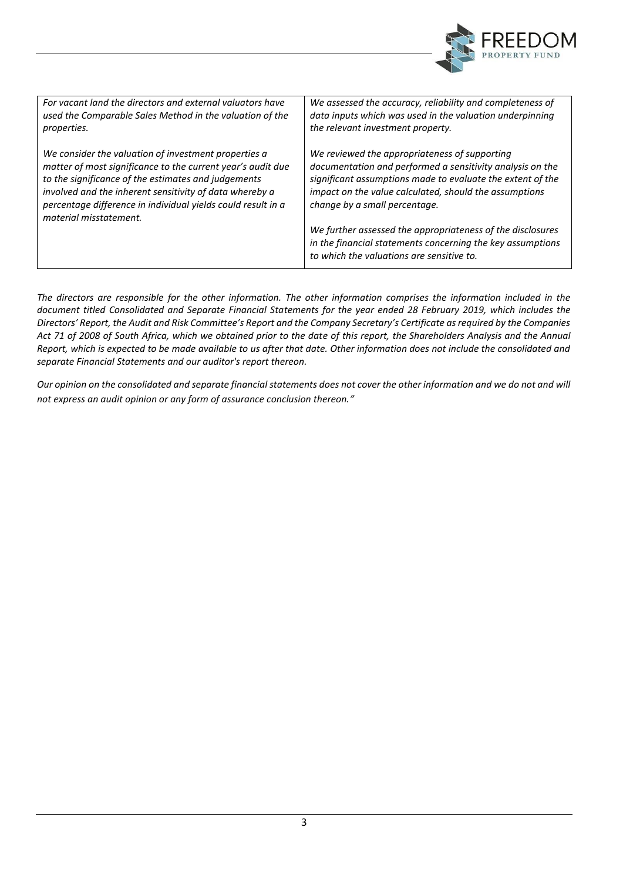| | |
|---|---|
| *For vacant land the directors and external valuators have used the Comparable Sales Method in the valuation of the properties.*<br><br>*We consider the valuation of investment properties a matter of most significance to the current year's audit due to the significance of the estimates and judgements involved and the inherent sensitivity of data whereby a percentage difference in individual yields could result in a material misstatement.* | *We assessed the accuracy, reliability and completeness of data inputs which was used in the valuation underpinning the relevant investment property.*<br><br>*We reviewed the appropriateness of supporting documentation and performed a sensitivity analysis on the significant assumptions made to evaluate the extent of the impact on the value calculated, should the assumptions change by a small percentage.*<br><br>*We further assessed the appropriateness of the disclosures in the financial statements concerning the key assumptions to which the valuations are sensitive to.* |

*The directors are responsible for the other information. The other information comprises the information included in the document titled Consolidated and Separate Financial Statements for the year ended 28 February 2019, which includes the Directors' Report, the Audit and Risk Committee's Report and the Company Secretary's Certificate as required by the Companies Act 71 of 2008 of South Africa, which we obtained prior to the date of this report, the Shareholders Analysis and the Annual Report, which is expected to be made available to us after that date. Other information does not include the consolidated and separate Financial Statements and our auditor's report thereon.*

*Our opinion on the consolidated and separate financial statements does not cover the other information and we do not and will not express an audit opinion or any form of assurance conclusion thereon."*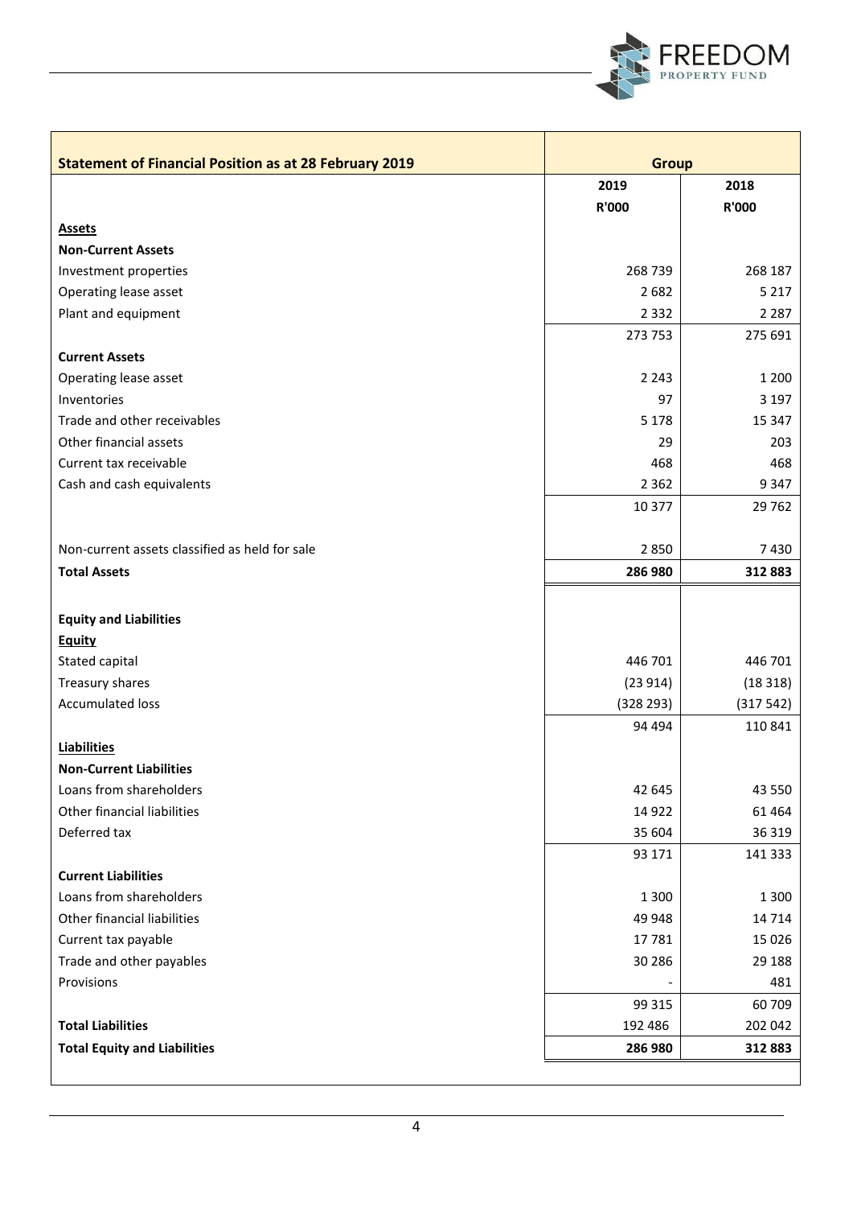| Statement of Financial Position as at 28 February 2019 | Group | |
|---|---|---|
| | 2019 | 2018 |
| | R'000 | R'000 |
| **Assets** | | |
| **Non-Current Assets** | | |
| Investment properties | 268 739 | 268 187 |
| Operating lease asset | 2 682 | 5 217 |
| Plant and equipment | 2 332 | 2 287 |
| | 273 753 | 275 691 |
| **Current Assets** | | |
| Operating lease asset | 2 243 | 1 200 |
| Inventories | 97 | 3 197 |
| Trade and other receivables | 5 178 | 15 347 |
| Other financial assets | 29 | 203 |
| Current tax receivable | 468 | 468 |
| Cash and cash equivalents | 2 362 | 9 347 |
| | 10 377 | 29 762 |
| Non-current assets classified as held for sale | 2 850 | 7 430 |
| **Total Assets** | **286 980** | **312 883** |
| **Equity and Liabilities** | | |
| **Equity** | | |
| Stated capital | 446 701 | 446 701 |
| Treasury shares | (23 914) | (18 318) |
| Accumulated loss | (328 293) | (317 542) |
| | 94 494 | 110 841 |
| **Liabilities** | | |
| **Non-Current Liabilities** | | |
| Loans from shareholders | 42 645 | 43 550 |
| Other financial liabilities | 14 922 | 61 464 |
| Deferred tax | 35 604 | 36 319 |
| | 93 171 | 141 333 |
| **Current Liabilities** | | |
| Loans from shareholders | 1 300 | 1 300 |
| Other financial liabilities | 49 948 | 14 714 |
| Current tax payable | 17 781 | 15 026 |
| Trade and other payables | 30 286 | 29 188 |
| Provisions | - | 481 |
| | 99 315 | 60 709 |
| **Total Liabilities** | 192 486 | 202 042 |
| **Total Equity and Liabilities** | **286 980** | **312 883** |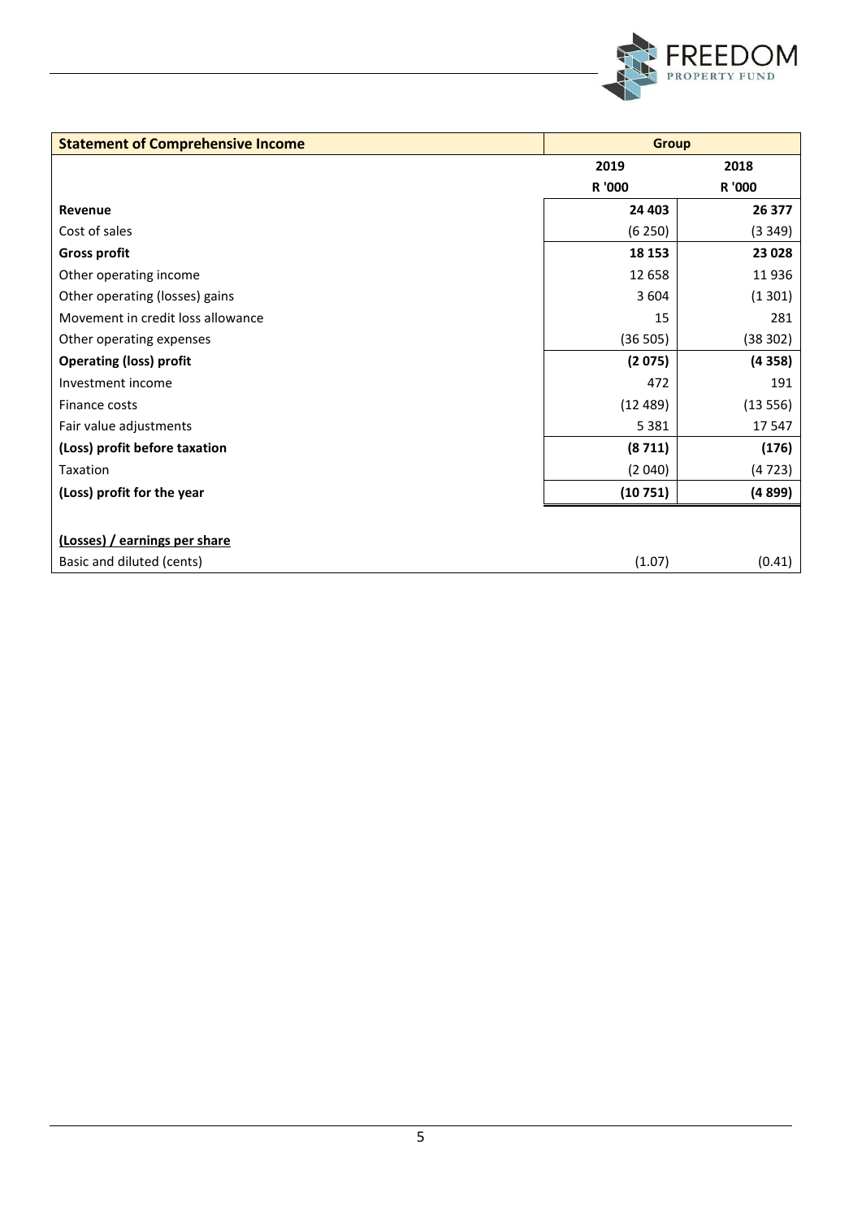| Statement of Comprehensive Income | Group | |
|---|---|---|
| | 2019 | 2018 |
| | R '000 | R '000 |
| **Revenue** | **24 403** | **26 377** |
| Cost of sales | (6 250) | (3 349) |
| **Gross profit** | **18 153** | **23 028** |
| Other operating income | 12 658 | 11 936 |
| Other operating (losses) gains | 3 604 | (1 301) |
| Movement in credit loss allowance | 15 | 281 |
| Other operating expenses | (36 505) | (38 302) |
| **Operating (loss) profit** | **(2 075)** | **(4 358)** |
| Investment income | 472 | 191 |
| Finance costs | (12 489) | (13 556) |
| Fair value adjustments | 5 381 | 17 547 |
| **(Loss) profit before taxation** | **(8 711)** | **(176)** |
| Taxation | (2 040) | (4 723) |
| **(Loss) profit for the year** | **(10 751)** | **(4 899)** |
| | | |
| **(Losses) / earnings per share** | | |
| Basic and diluted (cents) | (1.07) | (0.41) |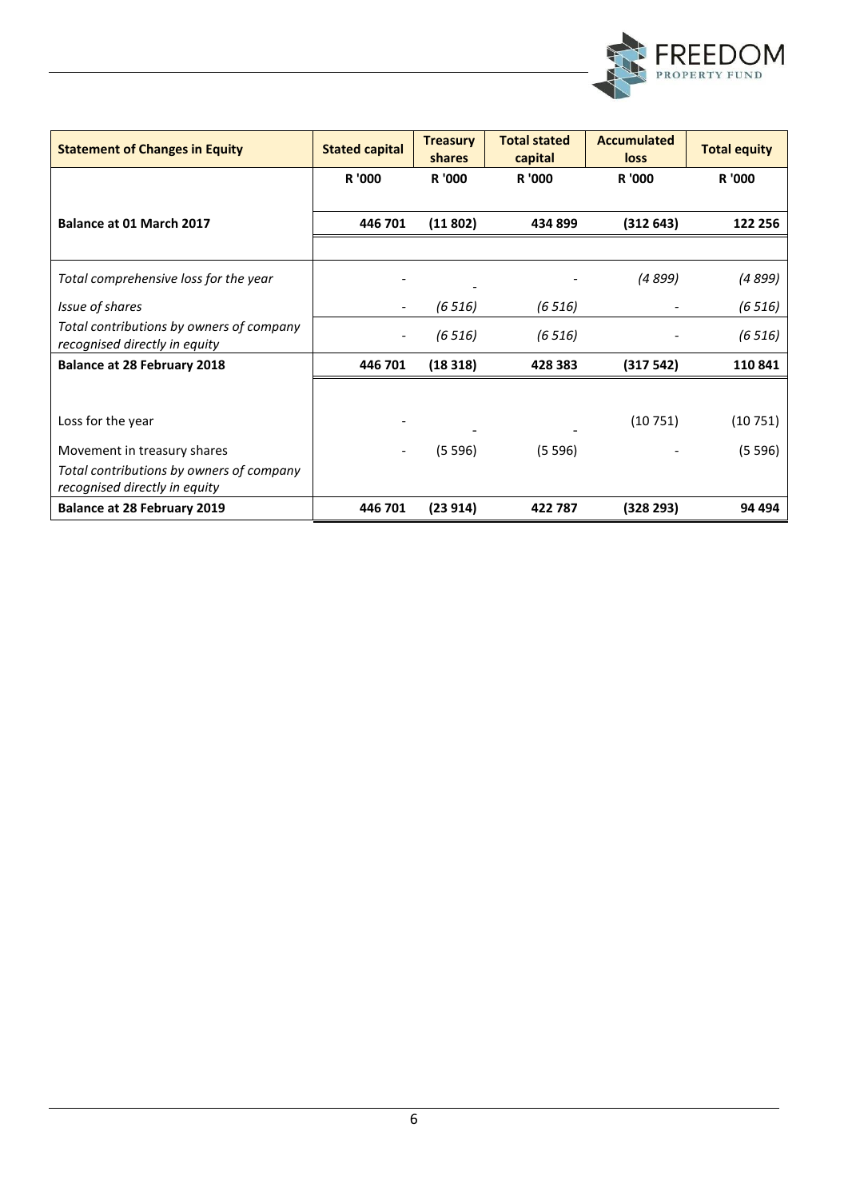| Statement of Changes in Equity | Stated capital | Treasury shares | Total stated capital | Accumulated loss | Total equity |
|---|---|---|---|---|---|
| | R '000 | R '000 | R '000 | R '000 | R '000 |
| **Balance at 01 March 2017** | **446 701** | **(11 802)** | **434 899** | **(312 643)** | **122 256** |
| *Total comprehensive loss for the year* | - | - | - | *(4 899)* | *(4 899)* |
| *Issue of shares* | - | *(6 516)* | *(6 516)* | - | *(6 516)* |
| *Total contributions by owners of company recognised directly in equity* | - | *(6 516)* | *(6 516)* | - | *(6 516)* |
| **Balance at 28 February 2018** | **446 701** | **(18 318)** | **428 383** | **(317 542)** | **110 841** |
| Loss for the year | - | - | - | (10 751) | (10 751) |
| Movement in treasury shares | - | (5 596) | (5 596) | - | (5 596) |
| *Total contributions by owners of company recognised directly in equity* | | | | | |
| **Balance at 28 February 2019** | **446 701** | **(23 914)** | **422 787** | **(328 293)** | **94 494** |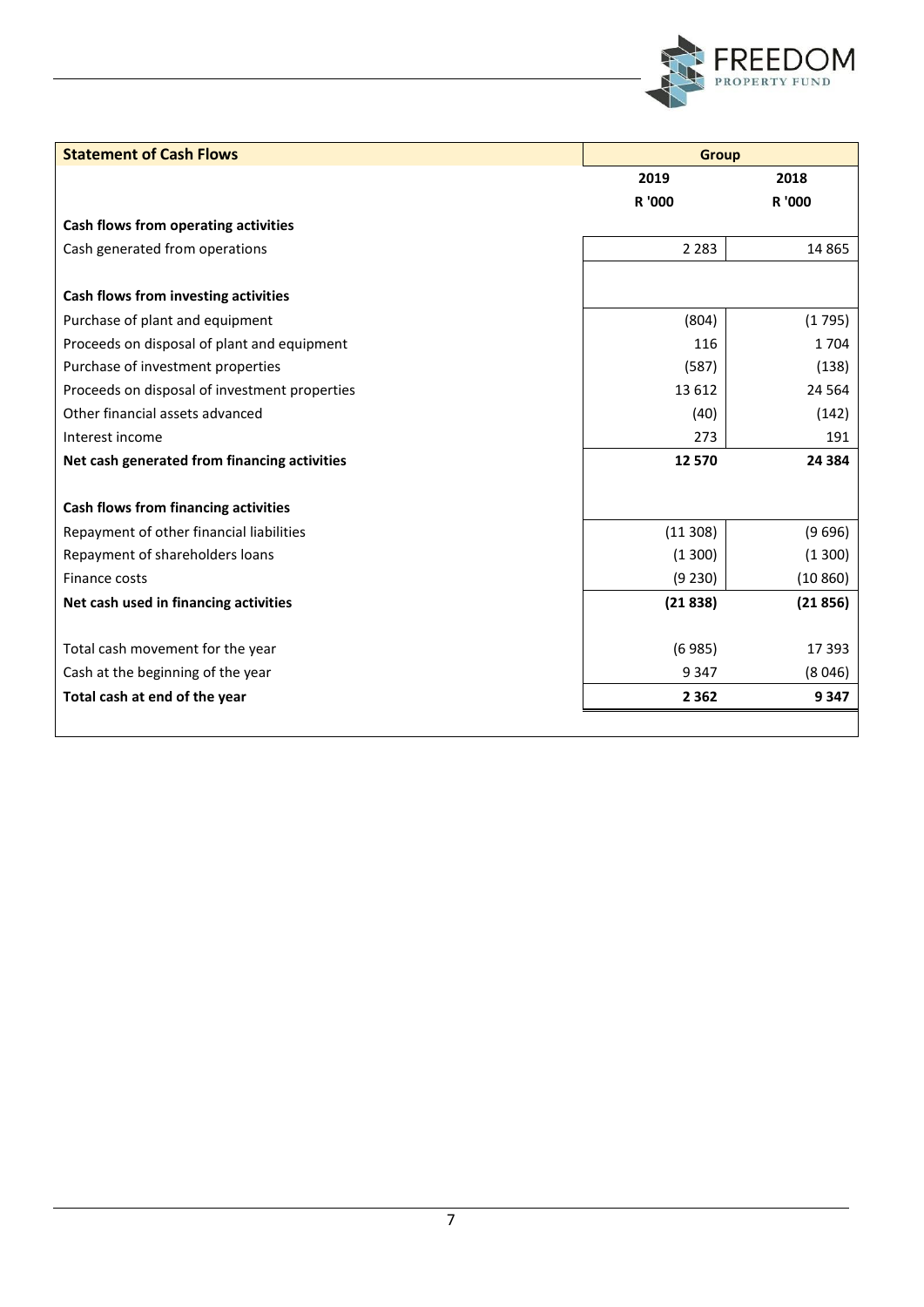| Statement of Cash Flows | Group | |
|---|---|---|
| | 2019 | 2018 |
| | R '000 | R '000 |
| **Cash flows from operating activities** | | |
| Cash generated from operations | 2 283 | 14 865 |
| | | |
| **Cash flows from investing activities** | | |
| Purchase of plant and equipment | (804) | (1 795) |
| Proceeds on disposal of plant and equipment | 116 | 1 704 |
| Purchase of investment properties | (587) | (138) |
| Proceeds on disposal of investment properties | 13 612 | 24 564 |
| Other financial assets advanced | (40) | (142) |
| Interest income | 273 | 191 |
| **Net cash generated from financing activities** | **12 570** | **24 384** |
| | | |
| **Cash flows from financing activities** | | |
| Repayment of other financial liabilities | (11 308) | (9 696) |
| Repayment of shareholders loans | (1 300) | (1 300) |
| Finance costs | (9 230) | (10 860) |
| **Net cash used in financing activities** | **(21 838)** | **(21 856)** |
| | | |
| Total cash movement for the year | (6 985) | 17 393 |
| Cash at the beginning of the year | 9 347 | (8 046) |
| **Total cash at end of the year** | **2 362** | **9 347** |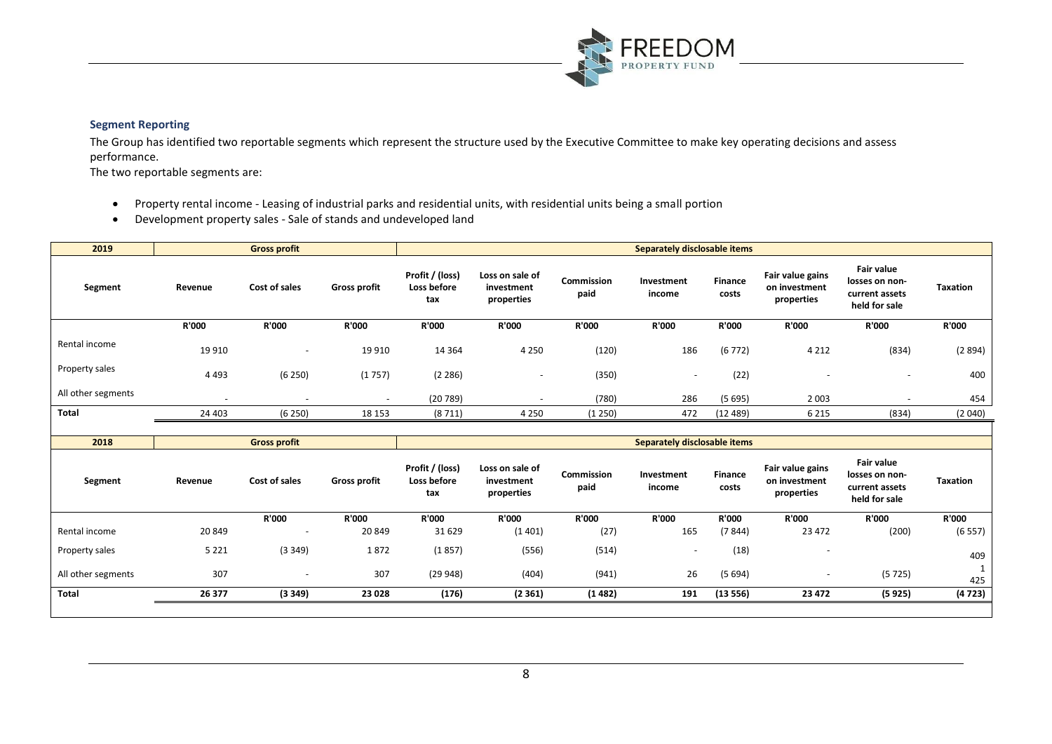## Segment Reporting

The Group has identified two reportable segments which represent the structure used by the Executive Committee to make key operating decisions and assess performance.

The two reportable segments are:

- Property rental income - Leasing of industrial parks and residential units, with residential units being a small portion
- Development property sales - Sale of stands and undeveloped land

| 2019 | Gross profit | | | Separately disclosable items | | | | | | | |
|---|---|---|---|---|---|---|---|---|---|---|---|
| Segment | Revenue | Cost of sales | Gross profit | Profit / (loss) Loss before tax | Loss on sale of investment properties | Commission paid | Investment income | Finance costs | Fair value gains on investment properties | Fair value losses on non-current assets held for sale | Taxation |
| | R'000 | R'000 | R'000 | R'000 | R'000 | R'000 | R'000 | R'000 | R'000 | R'000 | R'000 |
| Rental income | 19 910 | - | 19 910 | 14 364 | 4 250 | (120) | 186 | (6 772) | 4 212 | (834) | (2 894) |
| Property sales | 4 493 | (6 250) | (1 757) | (2 286) | - | (350) | - | (22) | - | - | 400 |
| All other segments | - | - | - | (20 789) | - | (780) | 286 | (5 695) | 2 003 | - | 454 |
| **Total** | 24 403 | (6 250) | 18 153 | (8 711) | 4 250 | (1 250) | 472 | (12 489) | 6 215 | (834) | (2 040) |

| 2018 | Gross profit | | | Separately disclosable items | | | | | | | |
|---|---|---|---|---|---|---|---|---|---|---|---|
| Segment | Revenue | Cost of sales | Gross profit | Profit / (loss) Loss before tax | Loss on sale of investment properties | Commission paid | Investment income | Finance costs | Fair value gains on investment properties | Fair value losses on non-current assets held for sale | Taxation |
| | | R'000 | R'000 | R'000 | R'000 | R'000 | R'000 | R'000 | R'000 | R'000 | R'000 |
| Rental income | 20 849 | - | 20 849 | 31 629 | (1 401) | (27) | 165 | (7 844) | 23 472 | (200) | (6 557) |
| Property sales | 5 221 | (3 349) | 1 872 | (1 857) | (556) | (514) | - | (18) | - | | 409 |
| All other segments | 307 | - | 307 | (29 948) | (404) | (941) | 26 | (5 694) | - | (5 725) | 1 425 |
| **Total** | **26 377** | **(3 349)** | **23 028** | **(176)** | **(2 361)** | **(1 482)** | **191** | **(13 556)** | **23 472** | **(5 925)** | **(4 723)** |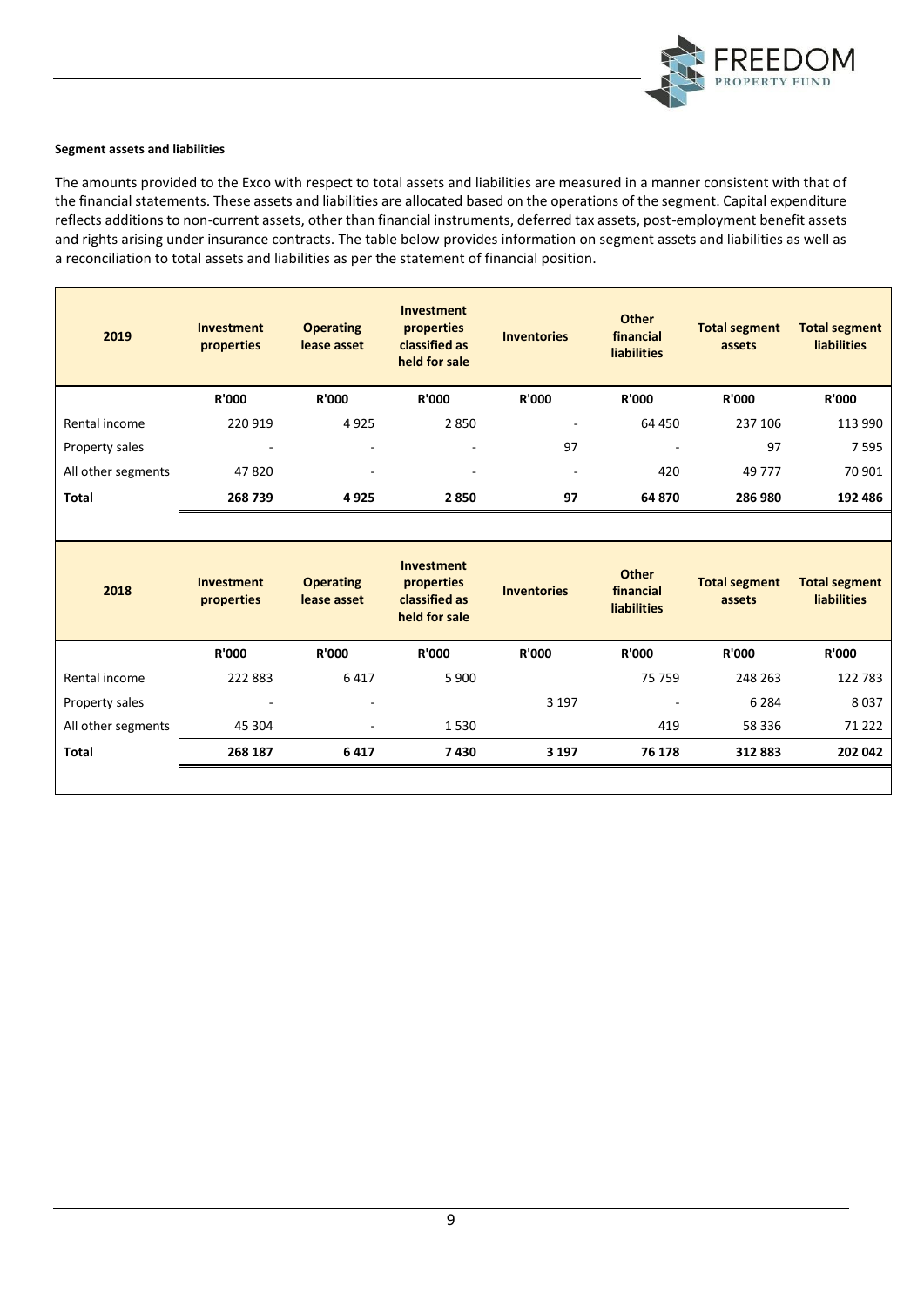**Segment assets and liabilities**

The amounts provided to the Exco with respect to total assets and liabilities are measured in a manner consistent with that of the financial statements. These assets and liabilities are allocated based on the operations of the segment. Capital expenditure reflects additions to non-current assets, other than financial instruments, deferred tax assets, post-employment benefit assets and rights arising under insurance contracts. The table below provides information on segment assets and liabilities as well as a reconciliation to total assets and liabilities as per the statement of financial position.

| 2019 | Investment properties | Operating lease asset | Investment properties classified as held for sale | Inventories | Other financial liabilities | Total segment assets | Total segment liabilities |
|---|---|---|---|---|---|---|---|
| | R'000 | R'000 | R'000 | R'000 | R'000 | R'000 | R'000 |
| Rental income | 220 919 | 4 925 | 2 850 | - | 64 450 | 237 106 | 113 990 |
| Property sales | - | - | - | 97 | - | 97 | 7 595 |
| All other segments | 47 820 | - | - | - | 420 | 49 777 | 70 901 |
| **Total** | **268 739** | **4 925** | **2 850** | **97** | **64 870** | **286 980** | **192 486** |

| 2018 | Investment properties | Operating lease asset | Investment properties classified as held for sale | Inventories | Other financial liabilities | Total segment assets | Total segment liabilities |
|---|---|---|---|---|---|---|---|
| | R'000 | R'000 | R'000 | R'000 | R'000 | R'000 | R'000 |
| Rental income | 222 883 | 6 417 | 5 900 | | 75 759 | 248 263 | 122 783 |
| Property sales | - | - | | 3 197 | - | 6 284 | 8 037 |
| All other segments | 45 304 | - | 1 530 | | 419 | 58 336 | 71 222 |
| **Total** | **268 187** | **6 417** | **7 430** | **3 197** | **76 178** | **312 883** | **202 042** |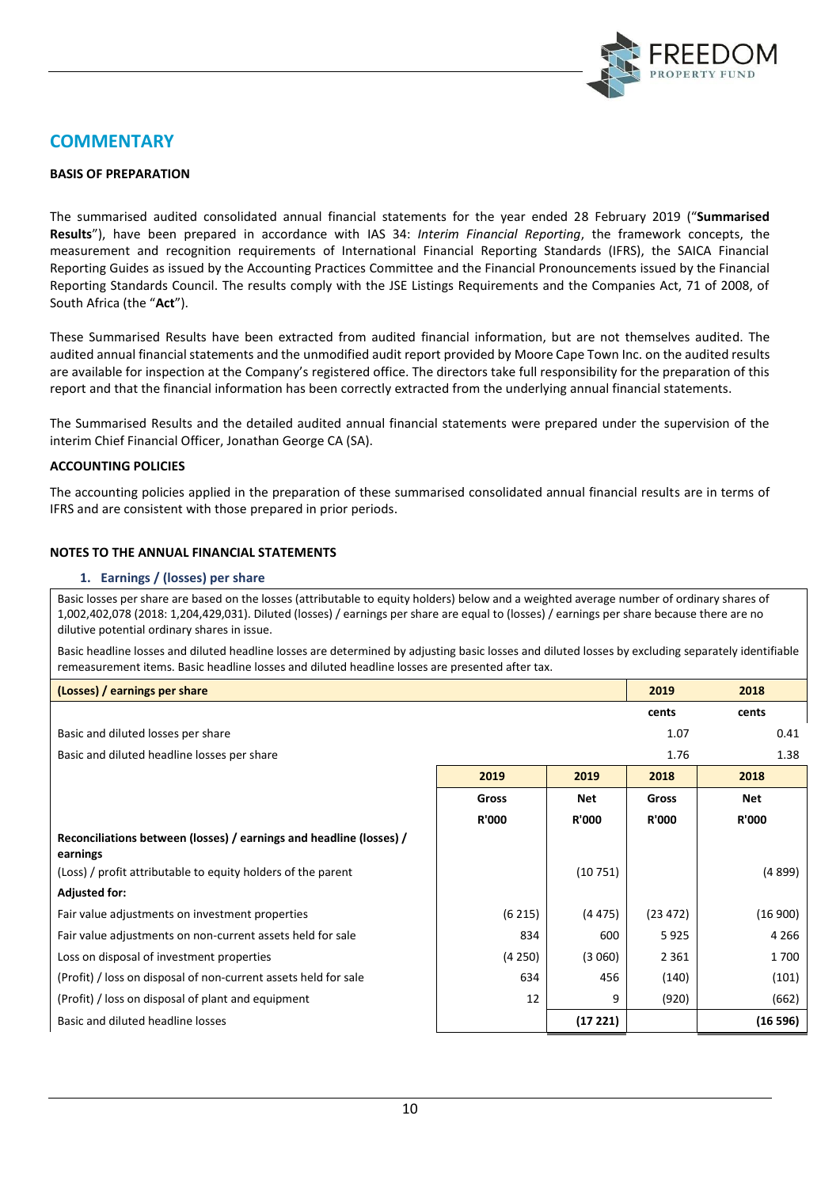## COMMENTARY

### BASIS OF PREPARATION

The summarised audited consolidated annual financial statements for the year ended 28 February 2019 ("**Summarised Results**"), have been prepared in accordance with IAS 34: *Interim Financial Reporting*, the framework concepts, the measurement and recognition requirements of International Financial Reporting Standards (IFRS), the SAICA Financial Reporting Guides as issued by the Accounting Practices Committee and the Financial Pronouncements issued by the Financial Reporting Standards Council. The results comply with the JSE Listings Requirements and the Companies Act, 71 of 2008, of South Africa (the "**Act**").

These Summarised Results have been extracted from audited financial information, but are not themselves audited. The audited annual financial statements and the unmodified audit report provided by Moore Cape Town Inc. on the audited results are available for inspection at the Company's registered office. The directors take full responsibility for the preparation of this report and that the financial information has been correctly extracted from the underlying annual financial statements.

The Summarised Results and the detailed audited annual financial statements were prepared under the supervision of the interim Chief Financial Officer, Jonathan George CA (SA).

### ACCOUNTING POLICIES

The accounting policies applied in the preparation of these summarised consolidated annual financial results are in terms of IFRS and are consistent with those prepared in prior periods.

### NOTES TO THE ANNUAL FINANCIAL STATEMENTS

#### 1. Earnings / (losses) per share

Basic losses per share are based on the losses (attributable to equity holders) below and a weighted average number of ordinary shares of 1,002,402,078 (2018: 1,204,429,031). Diluted (losses) / earnings per share are equal to (losses) / earnings per share because there are no dilutive potential ordinary shares in issue.

Basic headline losses and diluted headline losses are determined by adjusting basic losses and diluted losses by excluding separately identifiable remeasurement items. Basic headline losses and diluted headline losses are presented after tax.

| (Losses) / earnings per share | | | 2019 | 2018 |
|---|---|---|---|---|
| | | | cents | cents |
| Basic and diluted losses per share | | | 1.07 | 0.41 |
| Basic and diluted headline losses per share | | | 1.76 | 1.38 |
| | **2019** | **2019** | **2018** | **2018** |
| | **Gross** | **Net** | **Gross** | **Net** |
| | **R'000** | **R'000** | **R'000** | **R'000** |
| **Reconciliations between (losses) / earnings and headline (losses) / earnings** | | | | |
| (Loss) / profit attributable to equity holders of the parent | | (10 751) | | (4 899) |
| **Adjusted for:** | | | | |
| Fair value adjustments on investment properties | (6 215) | (4 475) | (23 472) | (16 900) |
| Fair value adjustments on non-current assets held for sale | 834 | 600 | 5 925 | 4 266 |
| Loss on disposal of investment properties | (4 250) | (3 060) | 2 361 | 1 700 |
| (Profit) / loss on disposal of non-current assets held for sale | 634 | 456 | (140) | (101) |
| (Profit) / loss on disposal of plant and equipment | 12 | 9 | (920) | (662) |
| Basic and diluted headline losses | | **(17 221)** | | **(16 596)** |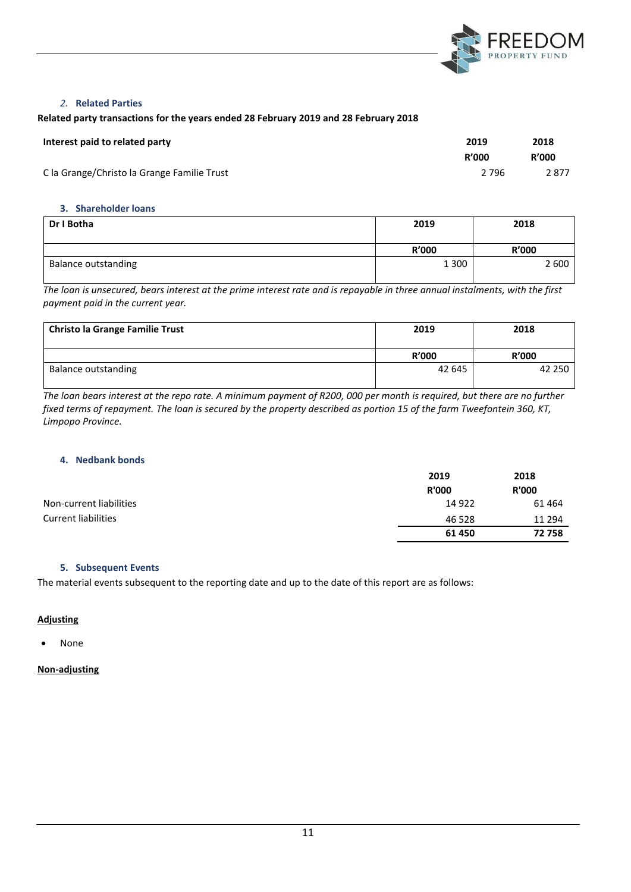### 2. Related Parties

**Related party transactions for the years ended 28 February 2019 and 28 February 2018**

| **Interest paid to related party** | **2019** | **2018** |
|---|---|---|
| | **R'000** | **R'000** |
| C la Grange/Christo la Grange Familie Trust | 2 796 | 2 877 |

### 3. Shareholder loans

| **Dr I Botha** | **2019** | **2018** |
|---|---|---|
| | **R'000** | **R'000** |
| Balance outstanding | 1 300 | 2 600 |

*The loan is unsecured, bears interest at the prime interest rate and is repayable in three annual instalments, with the first payment paid in the current year.*

| **Christo la Grange Familie Trust** | **2019** | **2018** |
|---|---|---|
| | **R'000** | **R'000** |
| Balance outstanding | 42 645 | 42 250 |

*The loan bears interest at the repo rate. A minimum payment of R200, 000 per month is required, but there are no further fixed terms of repayment. The loan is secured by the property described as portion 15 of the farm Tweefontein 360, KT, Limpopo Province.*

### 4. Nedbank bonds

| | **2019** | **2018** |
|---|---|---|
| | **R'000** | **R'000** |
| Non-current liabilities | 14 922 | 61 464 |
| Current liabilities | 46 528 | 11 294 |
| | **61 450** | **72 758** |

### 5. Subsequent Events

The material events subsequent to the reporting date and up to the date of this report are as follows:

**Adjusting**

- None

**Non-adjusting**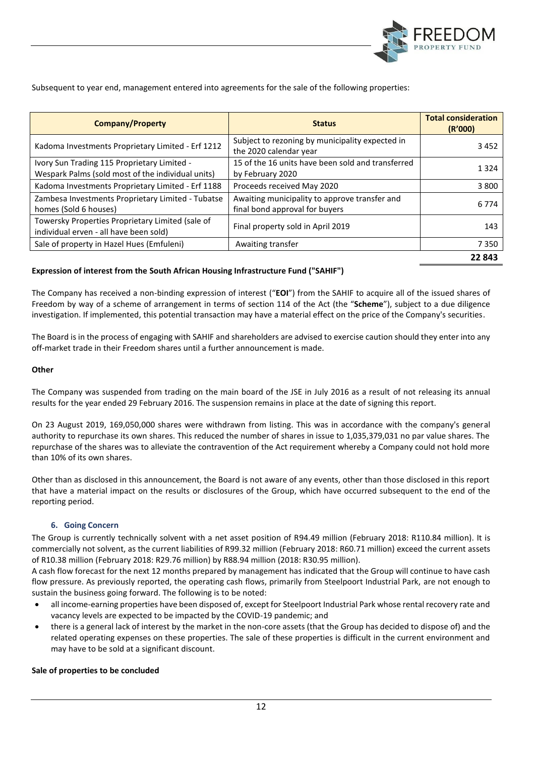Subsequent to year end, management entered into agreements for the sale of the following properties:

| Company/Property | Status | Total consideration (R'000) |
|---|---|---|
| Kadoma Investments Proprietary Limited - Erf 1212 | Subject to rezoning by municipality expected in the 2020 calendar year | 3 452 |
| Ivory Sun Trading 115 Proprietary Limited - Wespark Palms (sold most of the individual units) | 15 of the 16 units have been sold and transferred by February 2020 | 1 324 |
| Kadoma Investments Proprietary Limited - Erf 1188 | Proceeds received May 2020 | 3 800 |
| Zambesa Investments Proprietary Limited - Tubatse homes (Sold 6 houses) | Awaiting municipality to approve transfer and final bond approval for buyers | 6 774 |
| Towersky Properties Proprietary Limited (sale of individual erven - all have been sold) | Final property sold in April 2019 | 143 |
| Sale of property in Hazel Hues (Emfuleni) | Awaiting transfer | 7 350 |
| | | **22 843** |

**Expression of interest from the South African Housing Infrastructure Fund ("SAHIF")**

The Company has received a non-binding expression of interest ("**EOI**") from the SAHIF to acquire all of the issued shares of Freedom by way of a scheme of arrangement in terms of section 114 of the Act (the "**Scheme**"), subject to a due diligence investigation. If implemented, this potential transaction may have a material effect on the price of the Company's securities.

The Board is in the process of engaging with SAHIF and shareholders are advised to exercise caution should they enter into any off-market trade in their Freedom shares until a further announcement is made.

**Other**

The Company was suspended from trading on the main board of the JSE in July 2016 as a result of not releasing its annual results for the year ended 29 February 2016. The suspension remains in place at the date of signing this report.

On 23 August 2019, 169,050,000 shares were withdrawn from listing. This was in accordance with the company's general authority to repurchase its own shares. This reduced the number of shares in issue to 1,035,379,031 no par value shares. The repurchase of the shares was to alleviate the contravention of the Act requirement whereby a Company could not hold more than 10% of its own shares.

Other than as disclosed in this announcement, the Board is not aware of any events, other than those disclosed in this report that have a material impact on the results or disclosures of the Group, which have occurred subsequent to the end of the reporting period.

### 6. Going Concern

The Group is currently technically solvent with a net asset position of R94.49 million (February 2018: R110.84 million). It is commercially not solvent, as the current liabilities of R99.32 million (February 2018: R60.71 million) exceed the current assets of R10.38 million (February 2018: R29.76 million) by R88.94 million (2018: R30.95 million).

A cash flow forecast for the next 12 months prepared by management has indicated that the Group will continue to have cash flow pressure. As previously reported, the operating cash flows, primarily from Steelpoort Industrial Park, are not enough to sustain the business going forward. The following is to be noted:

- all income-earning properties have been disposed of, except for Steelpoort Industrial Park whose rental recovery rate and vacancy levels are expected to be impacted by the COVID-19 pandemic; and
- there is a general lack of interest by the market in the non-core assets (that the Group has decided to dispose of) and the related operating expenses on these properties. The sale of these properties is difficult in the current environment and may have to be sold at a significant discount.

**Sale of properties to be concluded**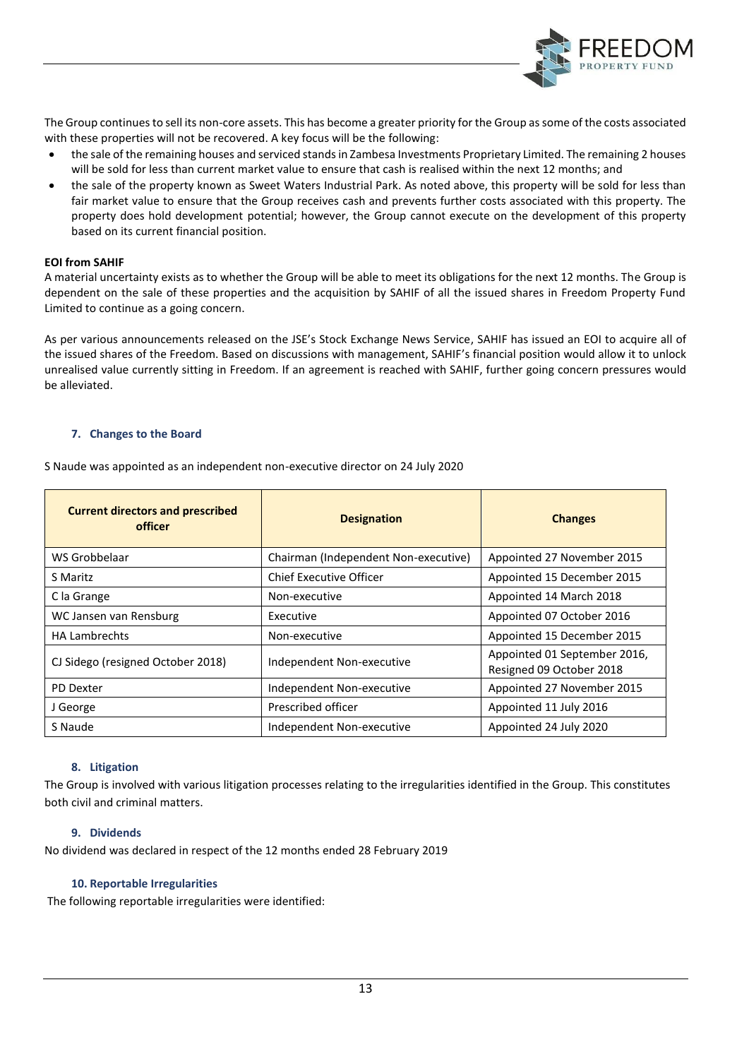The Group continues to sell its non-core assets. This has become a greater priority for the Group as some of the costs associated with these properties will not be recovered. A key focus will be the following:

- the sale of the remaining houses and serviced stands in Zambesa Investments Proprietary Limited. The remaining 2 houses will be sold for less than current market value to ensure that cash is realised within the next 12 months; and
- the sale of the property known as Sweet Waters Industrial Park. As noted above, this property will be sold for less than fair market value to ensure that the Group receives cash and prevents further costs associated with this property. The property does hold development potential; however, the Group cannot execute on the development of this property based on its current financial position.

**EOI from SAHIF**

A material uncertainty exists as to whether the Group will be able to meet its obligations for the next 12 months. The Group is dependent on the sale of these properties and the acquisition by SAHIF of all the issued shares in Freedom Property Fund Limited to continue as a going concern.

As per various announcements released on the JSE's Stock Exchange News Service, SAHIF has issued an EOI to acquire all of the issued shares of the Freedom. Based on discussions with management, SAHIF's financial position would allow it to unlock unrealised value currently sitting in Freedom. If an agreement is reached with SAHIF, further going concern pressures would be alleviated.

## 7. Changes to the Board

S Naude was appointed as an independent non-executive director on 24 July 2020

| Current directors and prescribed officer | Designation | Changes |
|---|---|---|
| WS Grobbelaar | Chairman (Independent Non-executive) | Appointed 27 November 2015 |
| S Maritz | Chief Executive Officer | Appointed 15 December 2015 |
| C la Grange | Non-executive | Appointed 14 March 2018 |
| WC Jansen van Rensburg | Executive | Appointed 07 October 2016 |
| HA Lambrechts | Non-executive | Appointed 15 December 2015 |
| CJ Sidego (resigned October 2018) | Independent Non-executive | Appointed 01 September 2016, Resigned 09 October 2018 |
| PD Dexter | Independent Non-executive | Appointed 27 November 2015 |
| J George | Prescribed officer | Appointed 11 July 2016 |
| S Naude | Independent Non-executive | Appointed 24 July 2020 |

## 8. Litigation

The Group is involved with various litigation processes relating to the irregularities identified in the Group. This constitutes both civil and criminal matters.

## 9. Dividends

No dividend was declared in respect of the 12 months ended 28 February 2019

## 10. Reportable Irregularities

The following reportable irregularities were identified: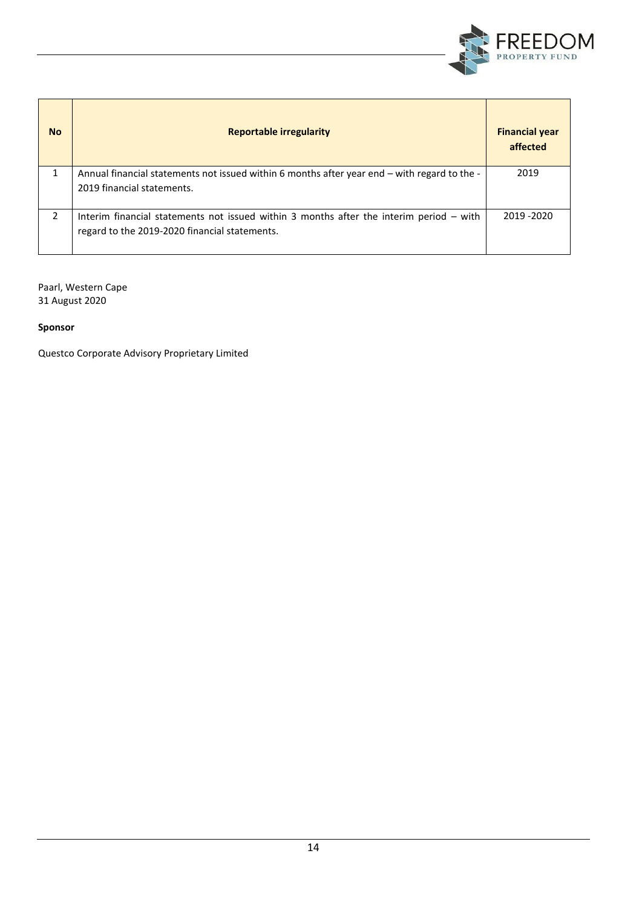| No | Reportable irregularity | Financial year affected |
|---|---|---|
| 1 | Annual financial statements not issued within 6 months after year end – with regard to the - 2019 financial statements. | 2019 |
| 2 | Interim financial statements not issued within 3 months after the interim period – with regard to the 2019-2020 financial statements. | 2019 -2020 |

Paarl, Western Cape
31 August 2020

**Sponsor**

Questco Corporate Advisory Proprietary Limited